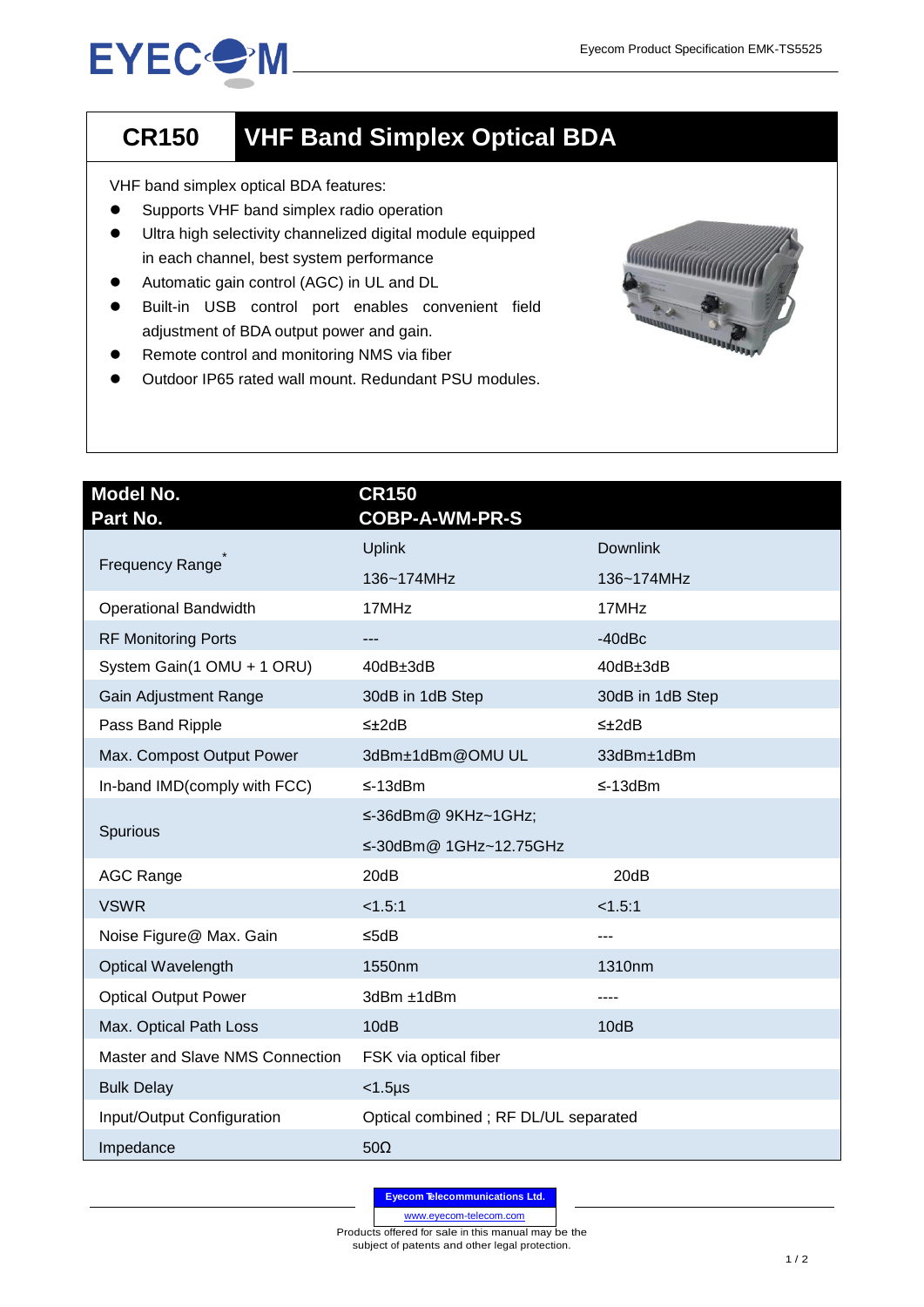# CR150 VHF Band Simplex Optical BDA

VHF band simplex optical BDA features:

- Supports VHF band simplex radio operation
- Ultra high selectivity channelized digital module equipped in each channel, best system performance
- Automatic gain control (AGC) in UL and DL
- Built-in USB control port enables convenient field adjustment of BDA output power and gain.
- Remote control and monitoring NMS via fiber
- Outdoor IP65 rated wall mount. Redundant PSU modules.

| Model No.<br>Part No. | CR150<br>COBP-A-WM-PR-S | |
|---|---|---|
| Frequency Range* | Uplink | Downlink |
| | 136~174MHz | 136~174MHz |
| Operational Bandwidth | 17MHz | 17MHz |
| RF Monitoring Ports | --- | -40dBc |
| System Gain(1 OMU + 1 ORU) | 40dB±3dB | 40dB±3dB |
| Gain Adjustment Range | 30dB in 1dB Step | 30dB in 1dB Step |
| Pass Band Ripple | ≤±2dB | ≤±2dB |
| Max. Compost Output Power | 3dBm±1dBm@OMU UL | 33dBm±1dBm |
| In-band IMD(comply with FCC) | ≤-13dBm | ≤-13dBm |
| Spurious | ≤-36dBm@ 9KHz~1GHz; | |
| | ≤-30dBm@ 1GHz~12.75GHz | |
| AGC Range | 20dB | 20dB |
| VSWR | <1.5:1 | <1.5:1 |
| Noise Figure@ Max. Gain | ≤5dB | --- |
| Optical Wavelength | 1550nm | 1310nm |
| Optical Output Power | 3dBm ±1dBm | ---- |
| Max. Optical Path Loss | 10dB | 10dB |
| Master and Slave NMS Connection | FSK via optical fiber | |
| Bulk Delay | <1.5µs | |
| Input/Output Configuration | Optical combined ; RF DL/UL separated | |
| Impedance | 50Ω | |

Eyecom Telecommunications Ltd.
www.eyecom-telecom.com
Products offered for sale in this manual may be the subject of patents and other legal protection.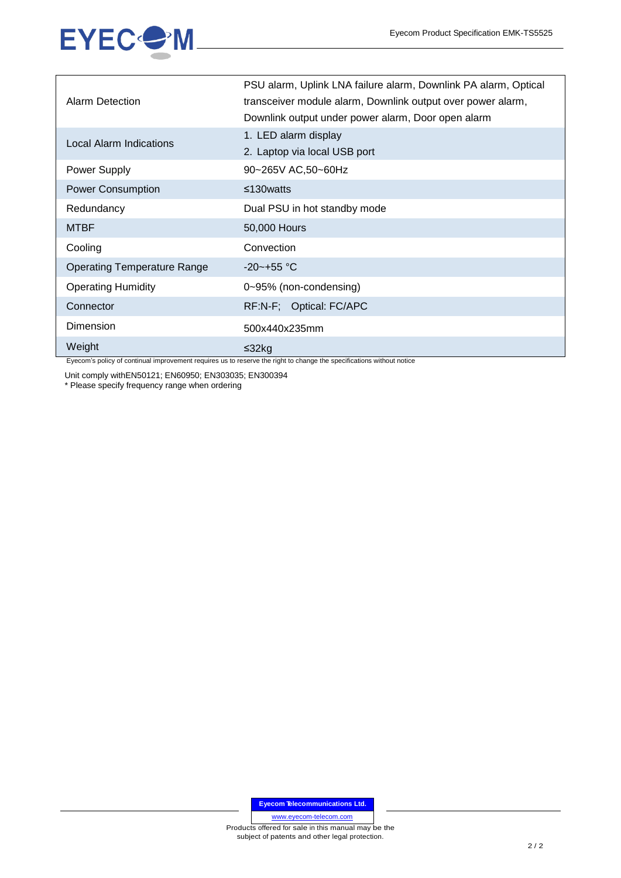| | |
|---|---|
| Alarm Detection | PSU alarm, Uplink LNA failure alarm, Downlink PA alarm, Optical transceiver module alarm, Downlink output over power alarm, Downlink output under power alarm, Door open alarm |
| Local Alarm Indications | 1. LED alarm display<br>2. Laptop via local USB port |
| Power Supply | 90~265V AC,50~60Hz |
| Power Consumption | ≤130watts |
| Redundancy | Dual PSU in hot standby mode |
| MTBF | 50,000 Hours |
| Cooling | Convection |
| Operating Temperature Range | -20~+55 °C |
| Operating Humidity | 0~95% (non-condensing) |
| Connector | RF:N-F; Optical: FC/APC |
| Dimension | 500x440x235mm |
| Weight | ≤32kg |

Eyecom's policy of continual improvement requires us to reserve the right to change the specifications without notice

Unit comply withEN50121; EN60950; EN303035; EN300394

* Please specify frequency range when ordering

**Eyecom Telecommunications Ltd.**

www.eyecom-telecom.com

Products offered for sale in this manual may be the subject of patents and other legal protection.